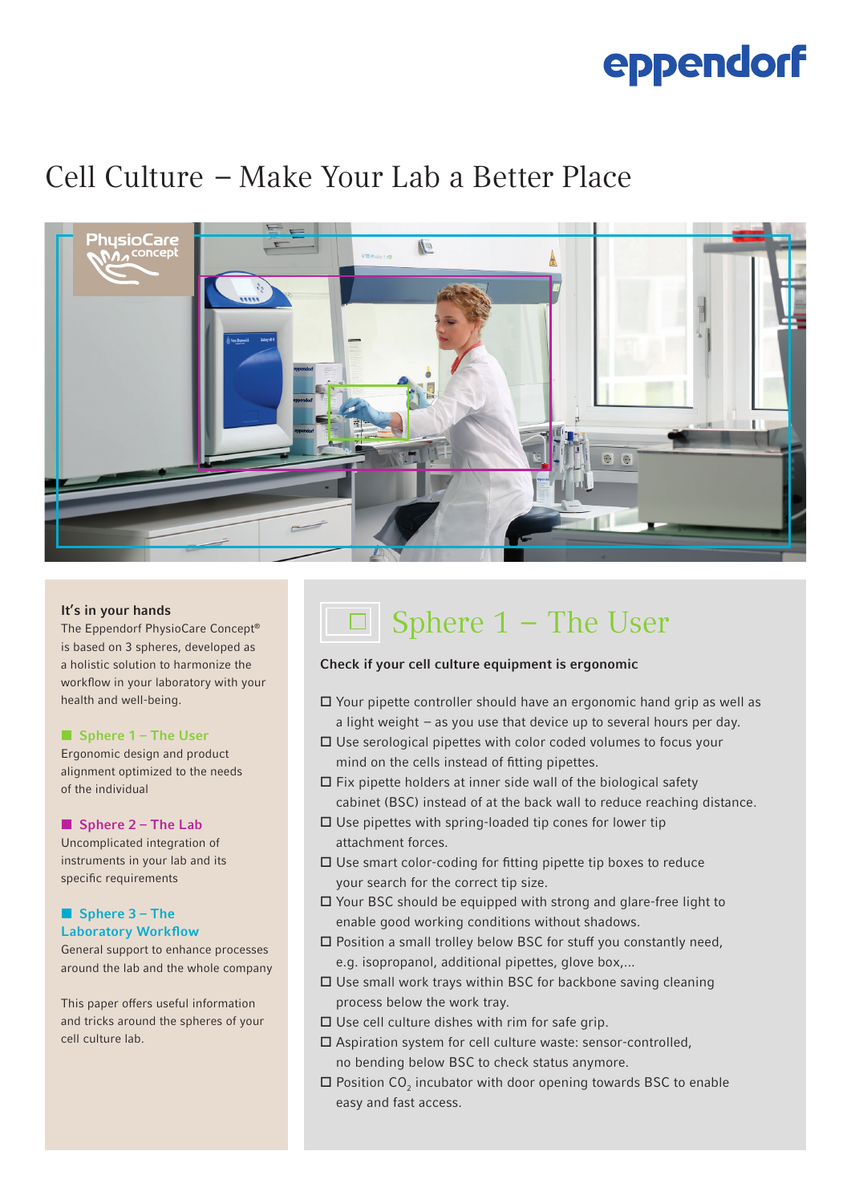# Cell Culture – Make Your Lab a Better Place

### It's in your hands

The Eppendorf PhysioCare Concept® is based on 3 spheres, developed as a holistic solution to harmonize the workflow in your laboratory with your health and well-being.

**Sphere 1 – The User**
Ergonomic design and product alignment optimized to the needs of the individual

**Sphere 2 – The Lab**
Uncomplicated integration of instruments in your lab and its specific requirements

**Sphere 3 – The Laboratory Workflow**
General support to enhance processes around the lab and the whole company

This paper offers useful information and tricks around the spheres of your cell culture lab.

## Sphere 1 – The User

**Check if your cell culture equipment is ergonomic**

- ☐ Your pipette controller should have an ergonomic hand grip as well as a light weight – as you use that device up to several hours per day.
- ☐ Use serological pipettes with color coded volumes to focus your mind on the cells instead of fitting pipettes.
- ☐ Fix pipette holders at inner side wall of the biological safety cabinet (BSC) instead of at the back wall to reduce reaching distance.
- ☐ Use pipettes with spring-loaded tip cones for lower tip attachment forces.
- ☐ Use smart color-coding for fitting pipette tip boxes to reduce your search for the correct tip size.
- ☐ Your BSC should be equipped with strong and glare-free light to enable good working conditions without shadows.
- ☐ Position a small trolley below BSC for stuff you constantly need, e.g. isopropanol, additional pipettes, glove box,...
- ☐ Use small work trays within BSC for backbone saving cleaning process below the work tray.
- ☐ Use cell culture dishes with rim for safe grip.
- ☐ Aspiration system for cell culture waste: sensor-controlled, no bending below BSC to check status anymore.
- ☐ Position $CO_2$ incubator with door opening towards BSC to enable easy and fast access.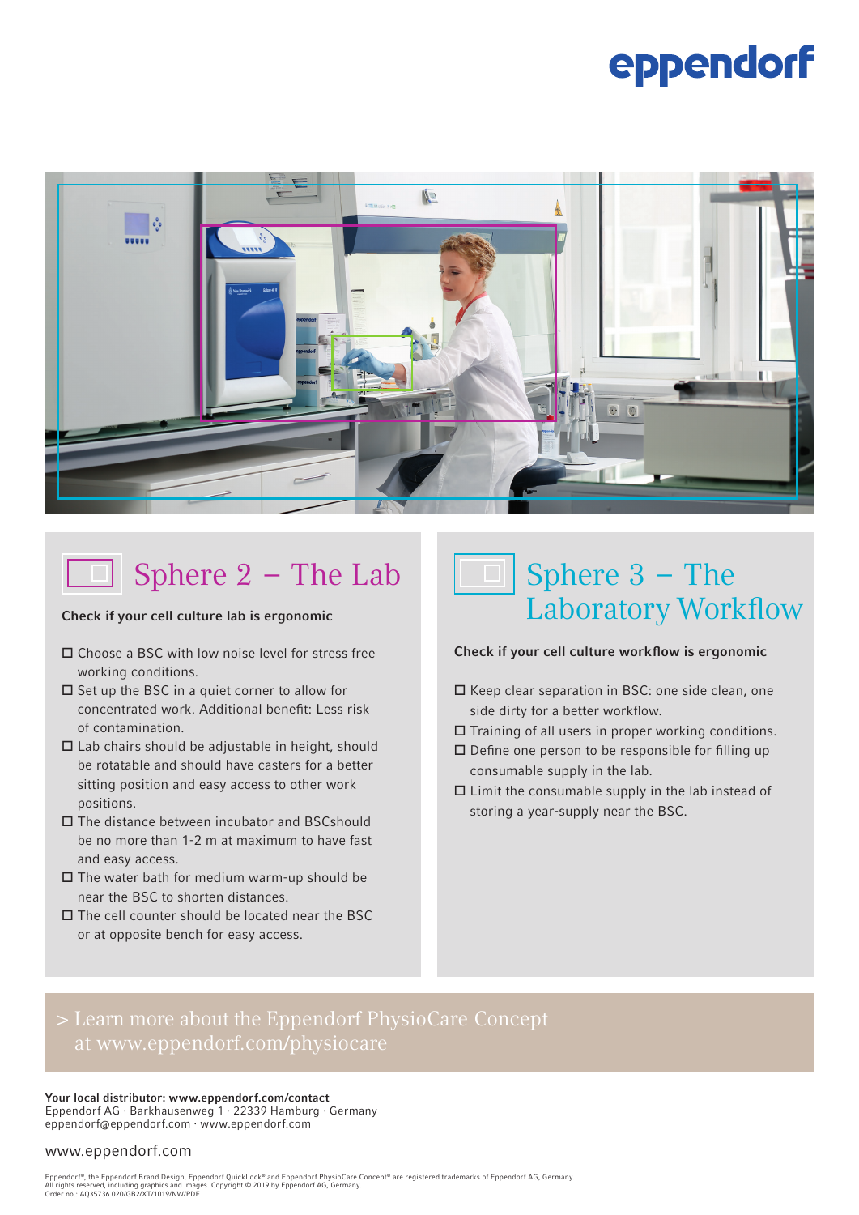eppendorf

## Sphere 2 – The Lab

**Check if your cell culture lab is ergonomic**

- ☐ Choose a BSC with low noise level for stress free working conditions.
- ☐ Set up the BSC in a quiet corner to allow for concentrated work. Additional benefit: Less risk of contamination.
- ☐ Lab chairs should be adjustable in height, should be rotatable and should have casters for a better sitting position and easy access to other work positions.
- ☐ The distance between incubator and BSCshould be no more than 1-2 m at maximum to have fast and easy access.
- ☐ The water bath for medium warm-up should be near the BSC to shorten distances.
- ☐ The cell counter should be located near the BSC or at opposite bench for easy access.

## Sphere 3 – The Laboratory Workflow

**Check if your cell culture workflow is ergonomic**

- ☐ Keep clear separation in BSC: one side clean, one side dirty for a better workflow.
- ☐ Training of all users in proper working conditions.
- ☐ Define one person to be responsible for filling up consumable supply in the lab.
- ☐ Limit the consumable supply in the lab instead of storing a year-supply near the BSC.

> Learn more about the Eppendorf PhysioCare Concept at www.eppendorf.com/physiocare

**Your local distributor: www.eppendorf.com/contact**
Eppendorf AG · Barkhausenweg 1 · 22339 Hamburg · Germany
eppendorf@eppendorf.com · www.eppendorf.com

www.eppendorf.com

Eppendorf®, the Eppendorf Brand Design, Eppendorf QuickLock® and Eppendorf PhysioCare Concept® are registered trademarks of Eppendorf AG, Germany.
All rights reserved, including graphics and images. Copyright © 2019 by Eppendorf AG, Germany.
Order no.: AQ35736 020/GB2/XT/1019/NW/PDF